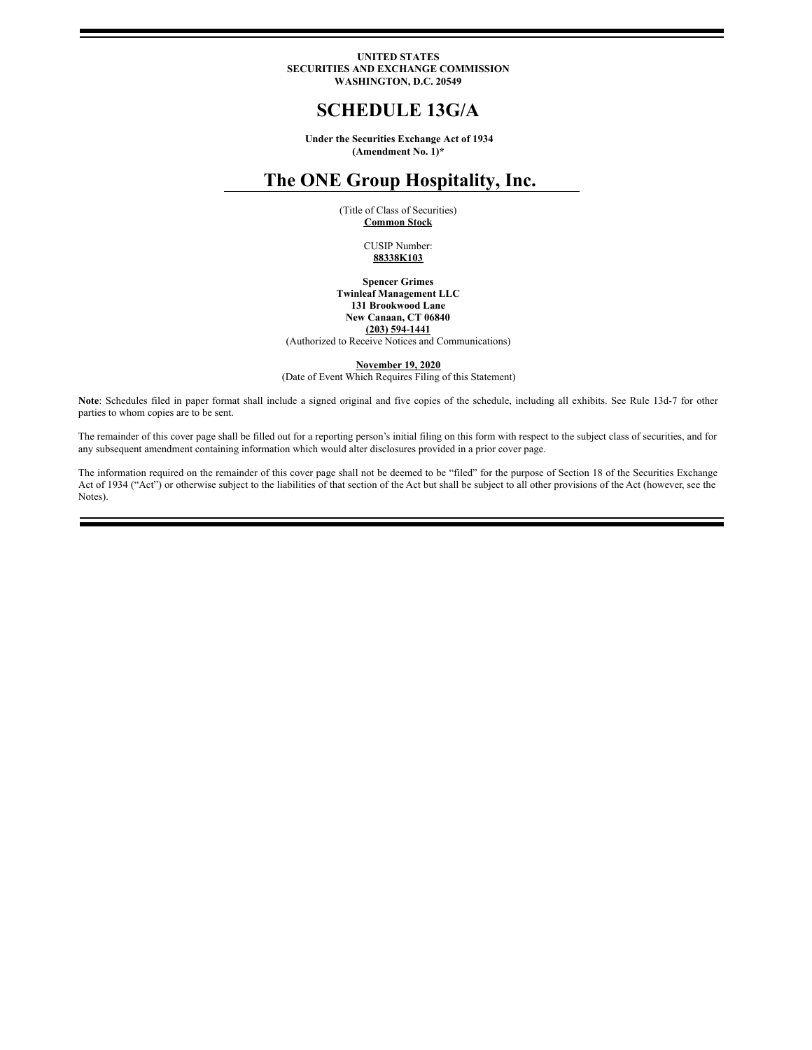**UNITED STATES**
**SECURITIES AND EXCHANGE COMMISSION**
**WASHINGTON, D.C. 20549**

# SCHEDULE 13G/A

**Under the Securities Exchange Act of 1934**
**(Amendment No. 1)***

# The ONE Group Hospitality, Inc.

(Title of Class of Securities)
**Common Stock**

CUSIP Number:
**88338K103**

**Spencer Grimes**
**Twinleaf Management LLC**
**131 Brookwood Lane**
**New Canaan, CT 06840**
**(203) 594-1441**
(Authorized to Receive Notices and Communications)

**November 19, 2020**
(Date of Event Which Requires Filing of this Statement)

**Note**: Schedules filed in paper format shall include a signed original and five copies of the schedule, including all exhibits. See Rule 13d-7 for other parties to whom copies are to be sent.

The remainder of this cover page shall be filled out for a reporting person's initial filing on this form with respect to the subject class of securities, and for any subsequent amendment containing information which would alter disclosures provided in a prior cover page.

The information required on the remainder of this cover page shall not be deemed to be "filed" for the purpose of Section 18 of the Securities Exchange Act of 1934 ("Act") or otherwise subject to the liabilities of that section of the Act but shall be subject to all other provisions of the Act (however, see the Notes).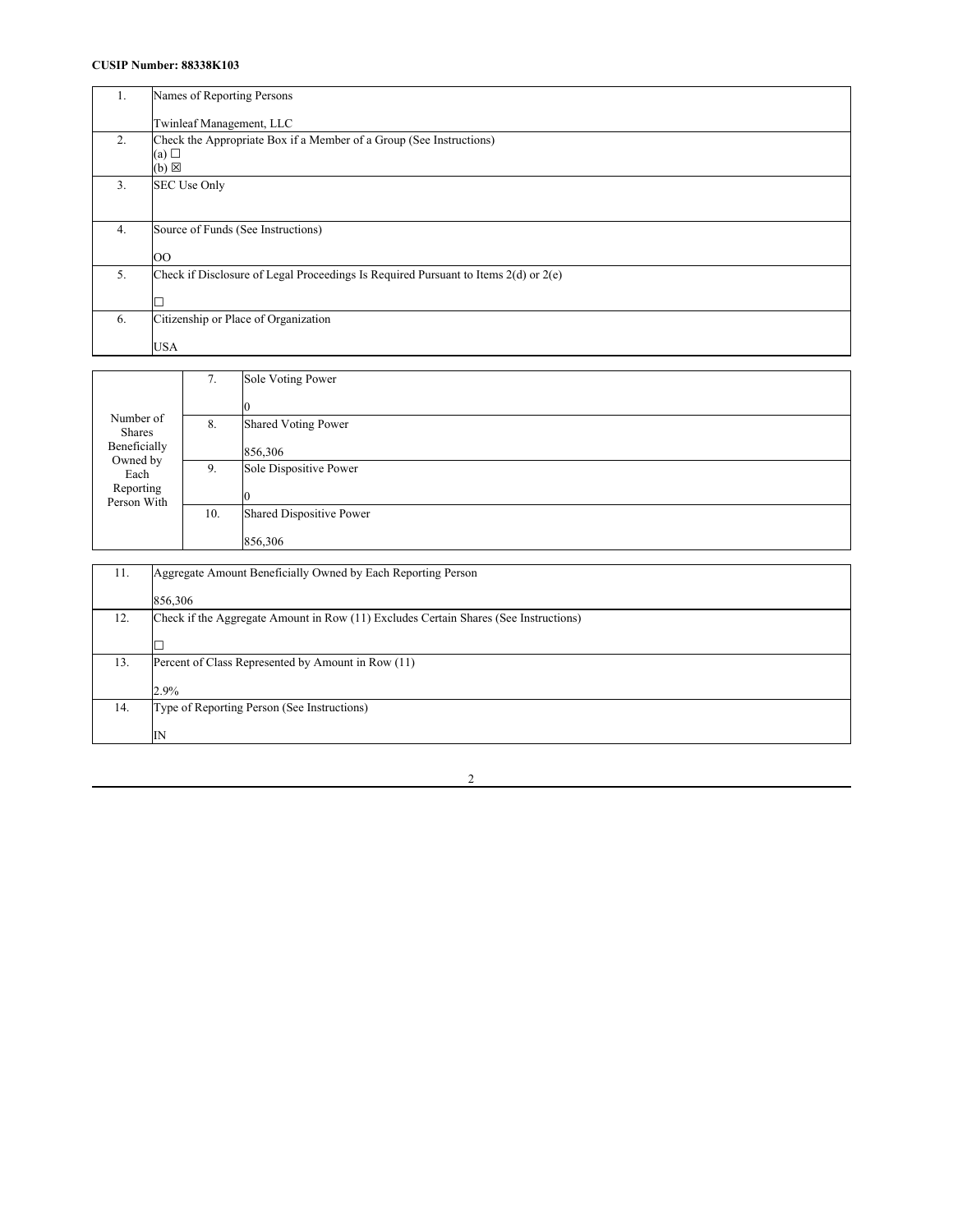**CUSIP Number: 88338K103**

| 1. | Names of Reporting Persons<br><br>Twinleaf Management, LLC |
|---|---|
| 2. | Check the Appropriate Box if a Member of a Group (See Instructions)<br>(a) ☐<br>(b) ☒ |
| 3. | SEC Use Only |
| 4. | Source of Funds (See Instructions)<br><br>OO |
| 5. | Check if Disclosure of Legal Proceedings Is Required Pursuant to Items 2(d) or 2(e)<br><br>☐ |
| 6. | Citizenship or Place of Organization<br><br>USA |

| Number of Shares Beneficially Owned by Each Reporting Person With | 7. | Sole Voting Power<br><br>0 |
|---|---|---|
| | 8. | Shared Voting Power<br><br>856,306 |
| | 9. | Sole Dispositive Power<br><br>0 |
| | 10. | Shared Dispositive Power<br><br>856,306 |

| 11. | Aggregate Amount Beneficially Owned by Each Reporting Person<br><br>856,306 |
|---|---|
| 12. | Check if the Aggregate Amount in Row (11) Excludes Certain Shares (See Instructions)<br><br>☐ |
| 13. | Percent of Class Represented by Amount in Row (11)<br><br>2.9% |
| 14. | Type of Reporting Person (See Instructions)<br><br>IN |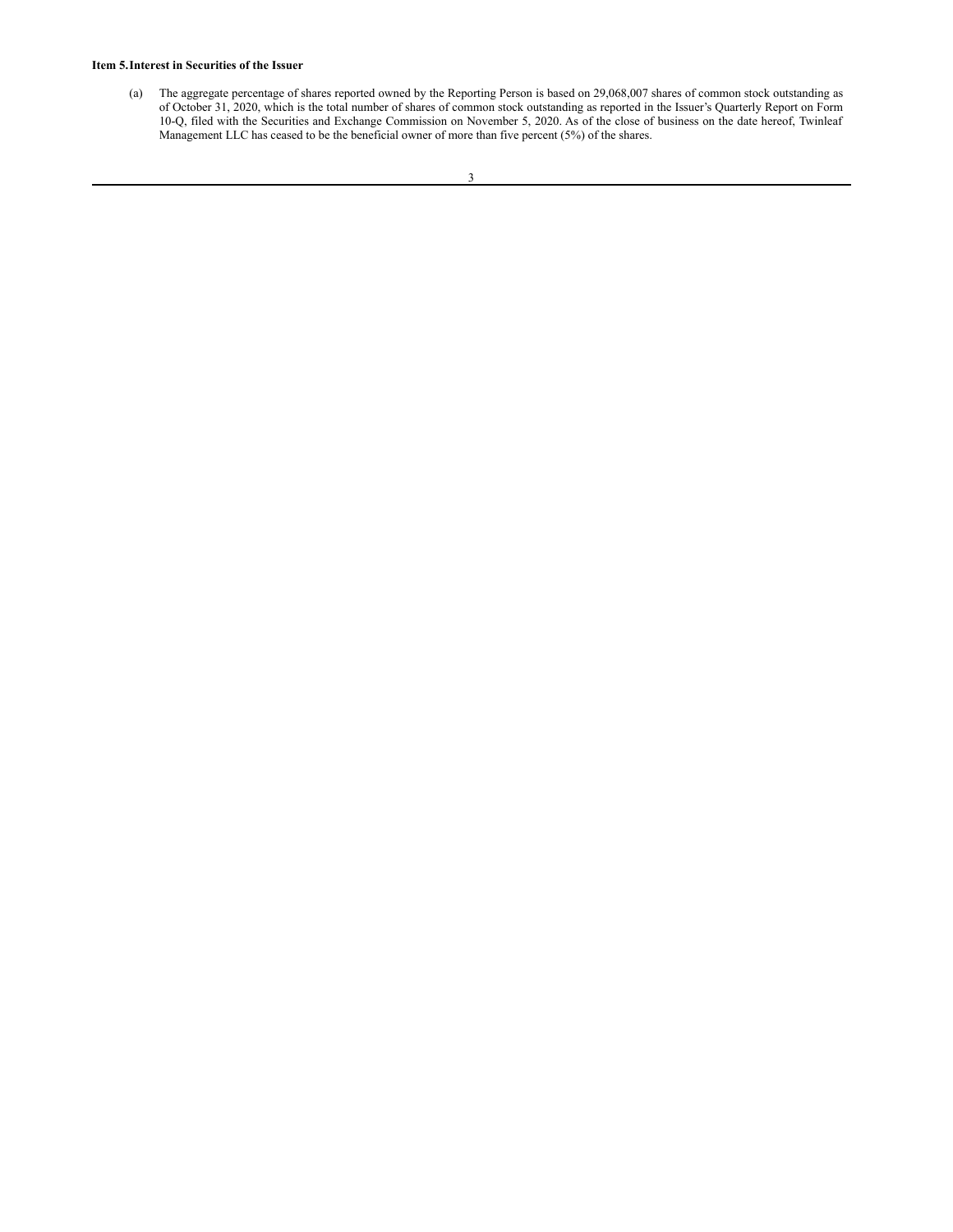**Item 5. Interest in Securities of the Issuer**

(a) The aggregate percentage of shares reported owned by the Reporting Person is based on 29,068,007 shares of common stock outstanding as of October 31, 2020, which is the total number of shares of common stock outstanding as reported in the Issuer's Quarterly Report on Form 10-Q, filed with the Securities and Exchange Commission on November 5, 2020. As of the close of business on the date hereof, Twinleaf Management LLC has ceased to be the beneficial owner of more than five percent (5%) of the shares.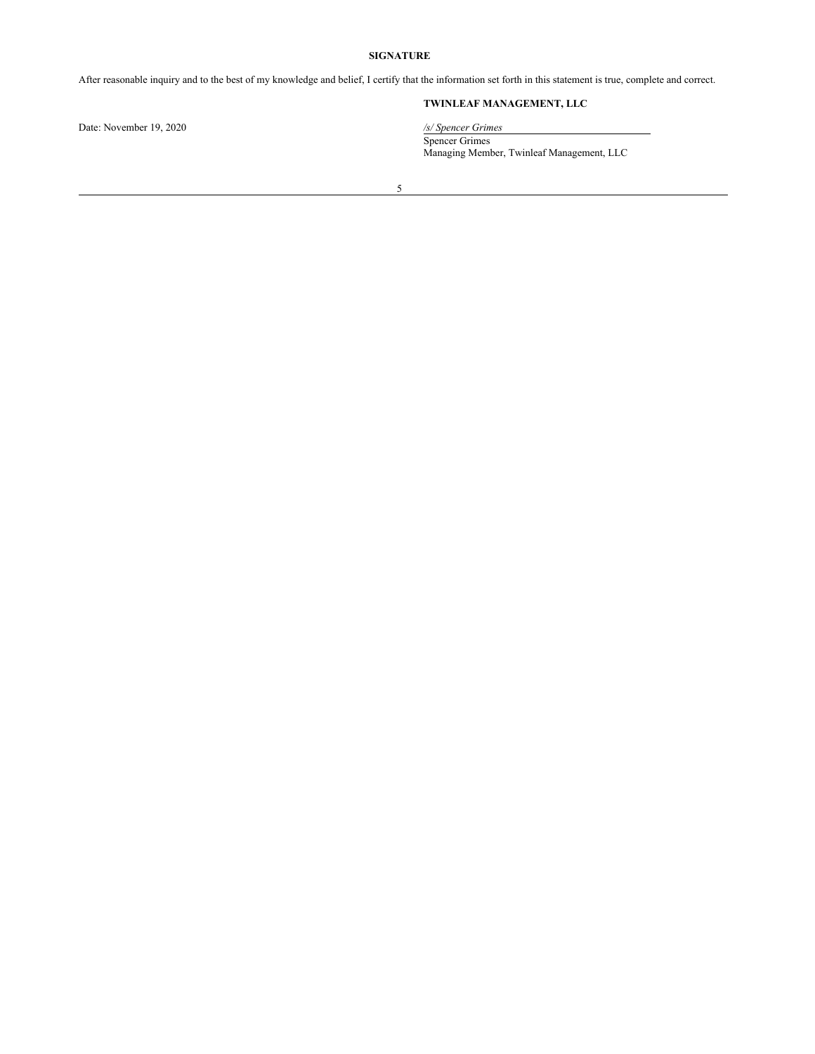**SIGNATURE**

After reasonable inquiry and to the best of my knowledge and belief, I certify that the information set forth in this statement is true, complete and correct.

**TWINLEAF MANAGEMENT, LLC**

Date: November 19, 2020

*/s/ Spencer Grimes*
Spencer Grimes
Managing Member, Twinleaf Management, LLC